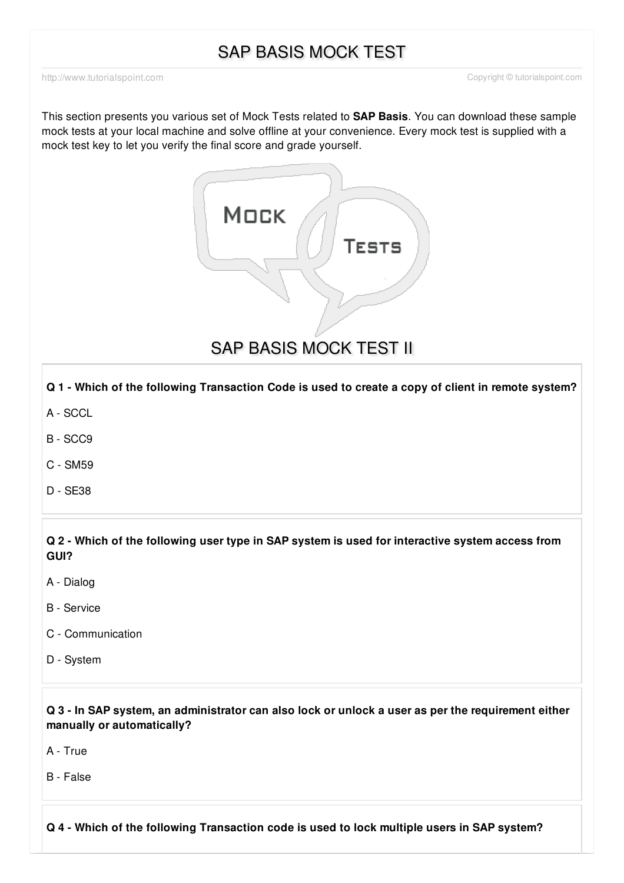# SAP BASIS MOCK TEST

http://www.tutorialspoint.com Copyright © tutorialspoint.com

This section presents you various set of Mock Tests related to **SAP Basis**. You can download these sample mock tests at your local machine and solve offline at your convenience. Every mock test is supplied with a mock test key to let you verify the final score and grade yourself.

## SAP BASIS MOCK TEST II

**Q 1 - Which of the following Transaction Code is used to create a copy of client in remote system?**

A - SCCL

B - SCC9

C - SM59

D - SE38

**Q 2 - Which of the following user type in SAP system is used for interactive system access from GUI?**

A - Dialog

B - Service

C - Communication

D - System

**Q 3 - In SAP system, an administrator can also lock or unlock a user as per the requirement either manually or automatically?**

A - True

B - False

**Q 4 - Which of the following Transaction code is used to lock multiple users in SAP system?**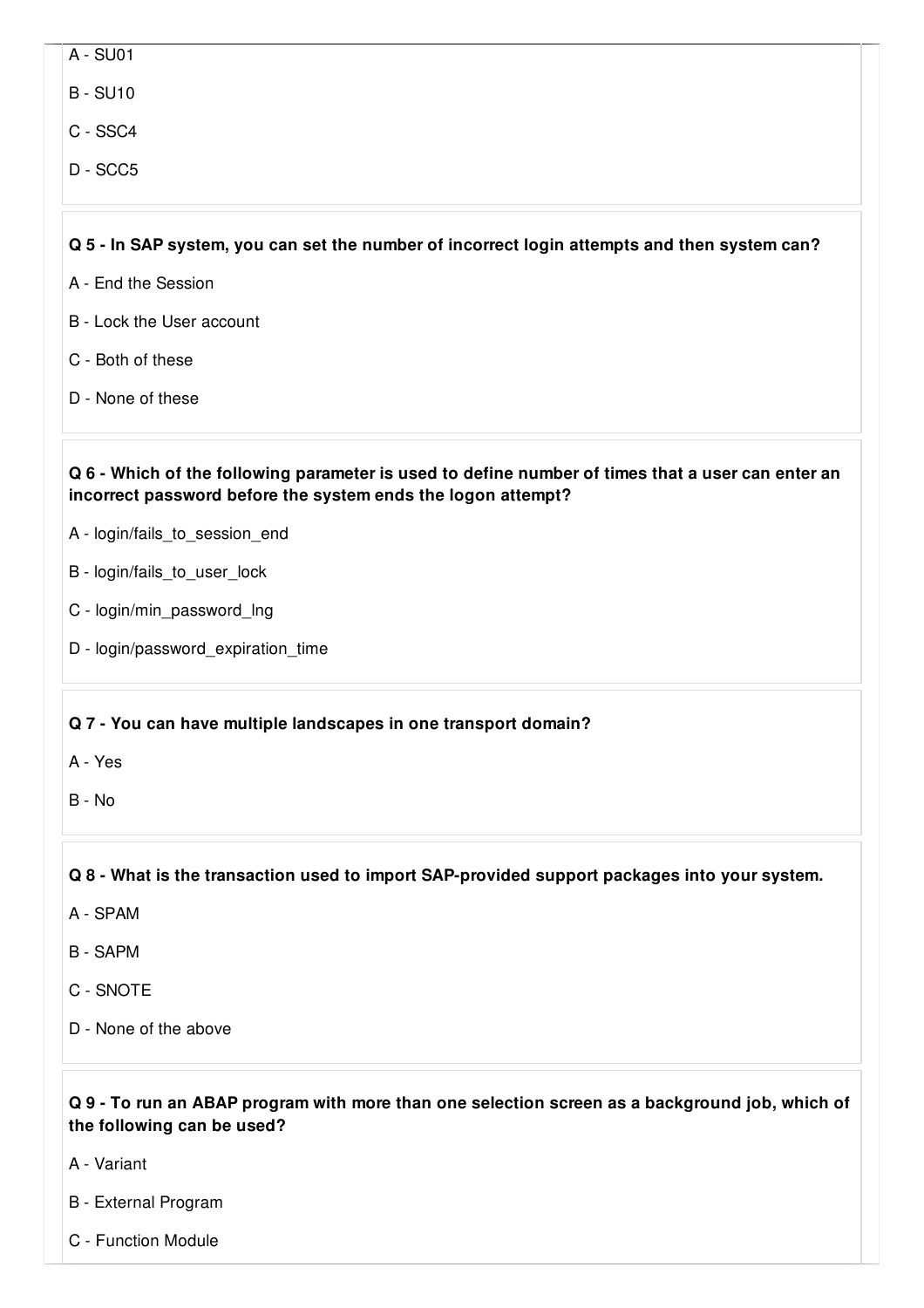A - SU01

B - SU10

C - SSC4

D - SCC5

**Q 5 - In SAP system, you can set the number of incorrect login attempts and then system can?**

A - End the Session

B - Lock the User account

C - Both of these

D - None of these

**Q 6 - Which of the following parameter is used to define number of times that a user can enter an incorrect password before the system ends the logon attempt?**

A - login/fails_to_session_end

B - login/fails_to_user_lock

C - login/min_password_lng

D - login/password_expiration_time

**Q 7 - You can have multiple landscapes in one transport domain?**

A - Yes

B - No

**Q 8 - What is the transaction used to import SAP-provided support packages into your system.**

A - SPAM

B - SAPM

C - SNOTE

D - None of the above

**Q 9 - To run an ABAP program with more than one selection screen as a background job, which of the following can be used?**

A - Variant

B - External Program

C - Function Module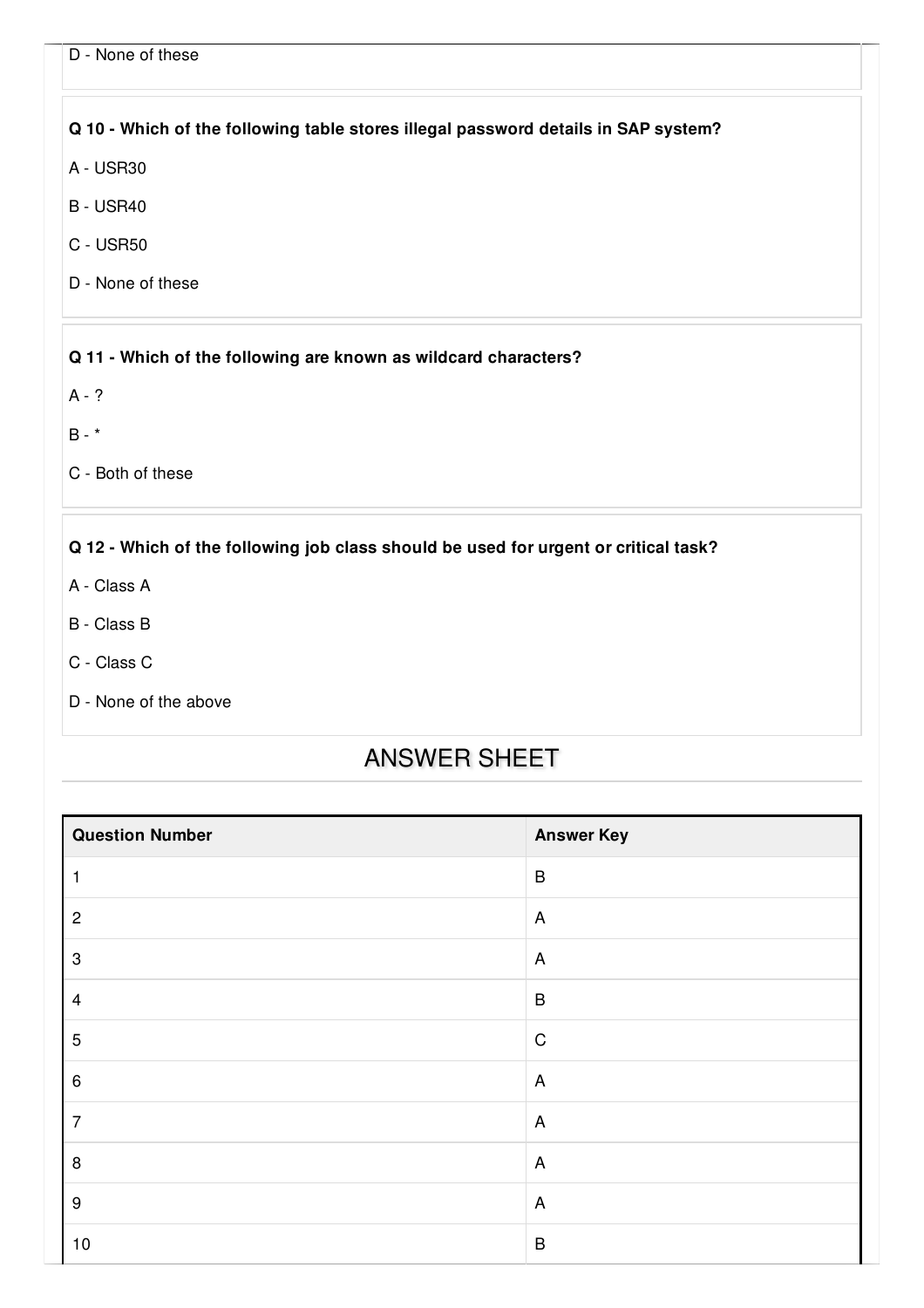D - None of these

**Q 10 - Which of the following table stores illegal password details in SAP system?**

A - USR30

B - USR40

C - USR50

D - None of these

**Q 11 - Which of the following are known as wildcard characters?**

A - ?

B - *

C - Both of these

**Q 12 - Which of the following job class should be used for urgent or critical task?**

A - Class A

B - Class B

C - Class C

D - None of the above

## ANSWER SHEET

| Question Number | Answer Key |
| --- | --- |
| 1 | B |
| 2 | A |
| 3 | A |
| 4 | B |
| 5 | C |
| 6 | A |
| 7 | A |
| 8 | A |
| 9 | A |
| 10 | B |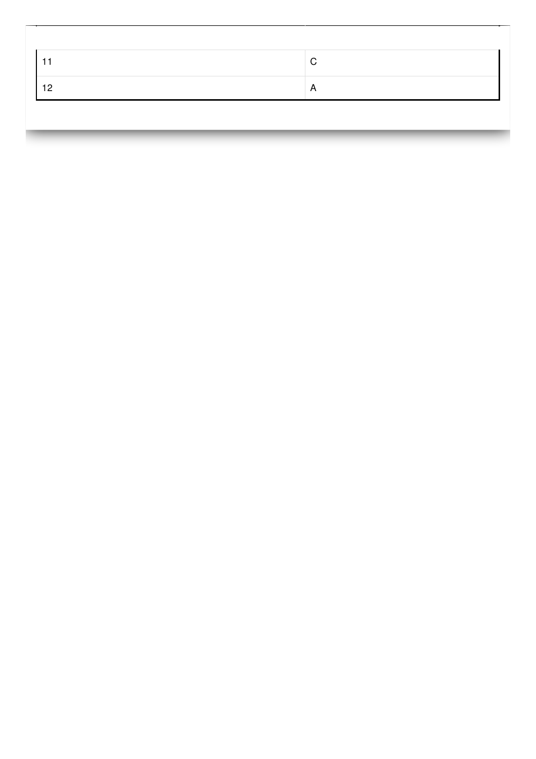| | |
| --- | --- |
| 11 | C |
| 12 | A |